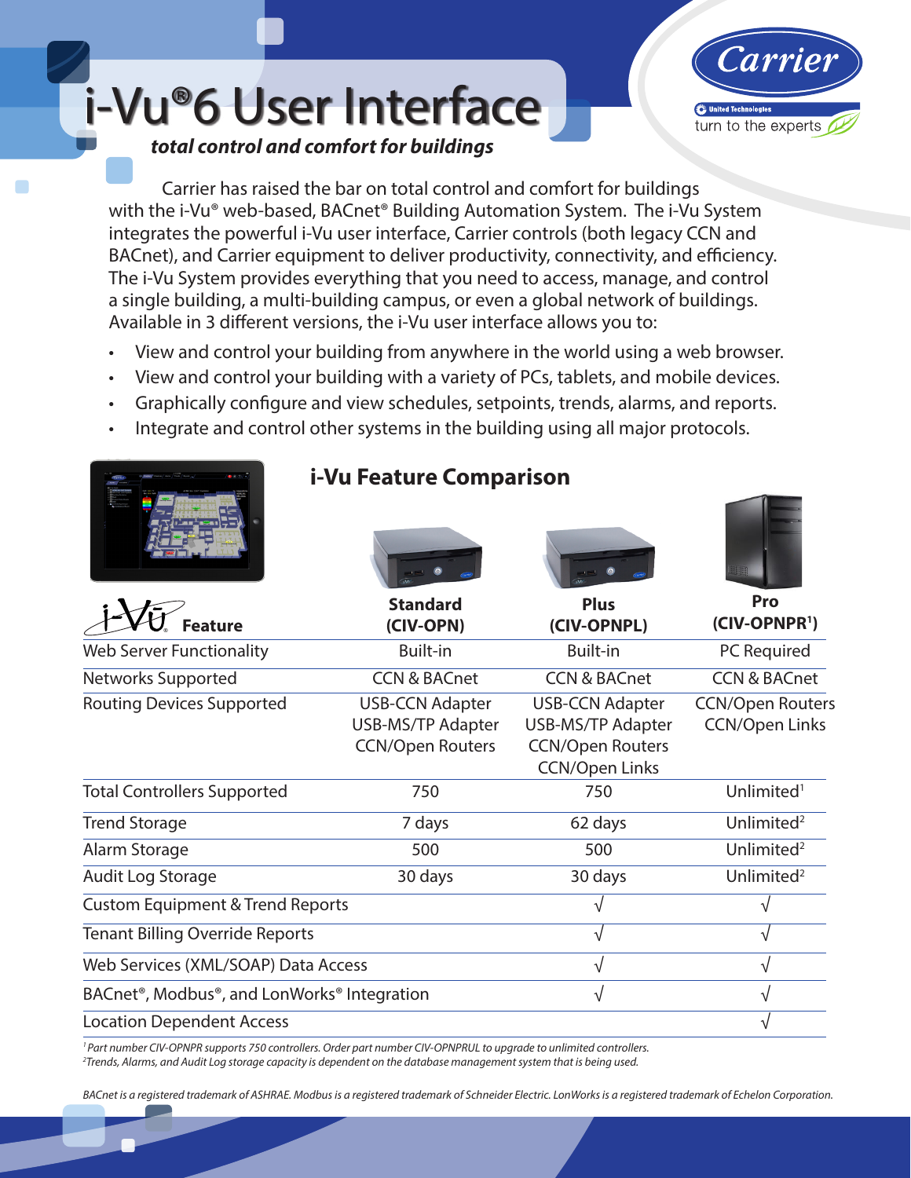# i-Vu®6 User Interface

***total control and comfort for buildings***

Carrier has raised the bar on total control and comfort for buildings with the i-Vu® web-based, BACnet® Building Automation System. The i-Vu System integrates the powerful i-Vu user interface, Carrier controls (both legacy CCN and BACnet), and Carrier equipment to deliver productivity, connectivity, and efficiency. The i-Vu System provides everything that you need to access, manage, and control a single building, a multi-building campus, or even a global network of buildings. Available in 3 different versions, the i-Vu user interface allows you to:

- View and control your building from anywhere in the world using a web browser.
- View and control your building with a variety of PCs, tablets, and mobile devices.
- Graphically configure and view schedules, setpoints, trends, alarms, and reports.
- Integrate and control other systems in the building using all major protocols.

## i-Vu Feature Comparison

| Feature | Standard (CIV-OPN) | Plus (CIV-OPNPL) | Pro (CIV-OPNPR[1]) |
|---|---|---|---|
| Web Server Functionality | Built-in | Built-in | PC Required |
| Networks Supported | CCN & BACnet | CCN & BACnet | CCN & BACnet |
| Routing Devices Supported | USB-CCN Adapter<br>USB-MS/TP Adapter<br>CCN/Open Routers | USB-CCN Adapter<br>USB-MS/TP Adapter<br>CCN/Open Routers<br>CCN/Open Links | CCN/Open Routers<br>CCN/Open Links |
| Total Controllers Supported | 750 | 750 | Unlimited[1] |
| Trend Storage | 7 days | 62 days | Unlimited[2] |
| Alarm Storage | 500 | 500 | Unlimited[2] |
| Audit Log Storage | 30 days | 30 days | Unlimited[2] |
| Custom Equipment & Trend Reports | | √ | √ |
| Tenant Billing Override Reports | | √ | √ |
| Web Services (XML/SOAP) Data Access | | √ | √ |
| BACnet®, Modbus®, and LonWorks® Integration | | √ | √ |
| Location Dependent Access | | | √ |

*[1] Part number CIV-OPNPR supports 750 controllers. Order part number CIV-OPNPRUL to upgrade to unlimited controllers.*
*[2] Trends, Alarms, and Audit Log storage capacity is dependent on the database management system that is being used.*

*BACnet is a registered trademark of ASHRAE. Modbus is a registered trademark of Schneider Electric. LonWorks is a registered trademark of Echelon Corporation.*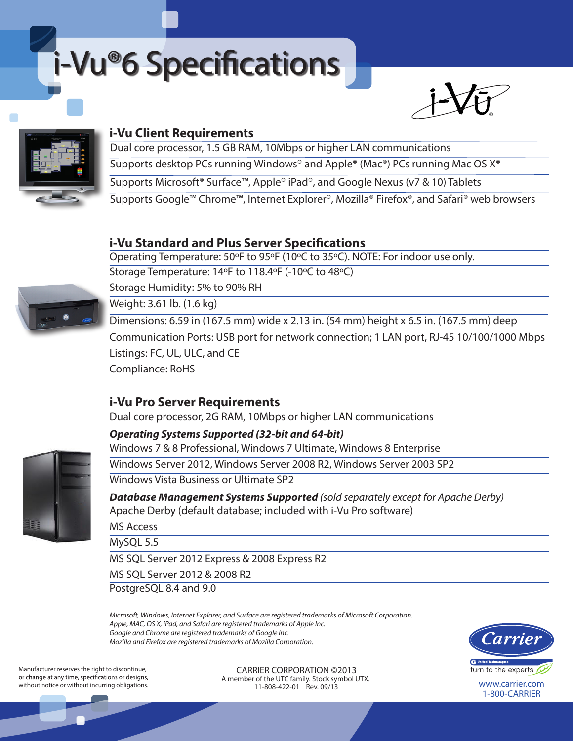# i-Vu®6 Specifications

## i-Vu Client Requirements

Dual core processor, 1.5 GB RAM, 10Mbps or higher LAN communications

Supports desktop PCs running Windows® and Apple® (Mac®) PCs running Mac OS X®

Supports Microsoft® Surface™, Apple® iPad®, and Google Nexus (v7 & 10) Tablets

Supports Google™ Chrome™, Internet Explorer®, Mozilla® Firefox®, and Safari® web browsers

## i-Vu Standard and Plus Server Specifications

Operating Temperature: 50ºF to 95ºF (10ºC to 35ºC). NOTE: For indoor use only.

Storage Temperature: 14ºF to 118.4ºF (-10ºC to 48ºC)

Storage Humidity: 5% to 90% RH

Weight: 3.61 lb. (1.6 kg)

Dimensions: 6.59 in (167.5 mm) wide x 2.13 in. (54 mm) height x 6.5 in. (167.5 mm) deep

Communication Ports: USB port for network connection; 1 LAN port, RJ-45 10/100/1000 Mbps

Listings: FC, UL, ULC, and CE

Compliance: RoHS

## i-Vu Pro Server Requirements

Dual core processor, 2G RAM, 10Mbps or higher LAN communications

***Operating Systems Supported (32-bit and 64-bit)***

Windows 7 & 8 Professional, Windows 7 Ultimate, Windows 8 Enterprise

Windows Server 2012, Windows Server 2008 R2, Windows Server 2003 SP2

Windows Vista Business or Ultimate SP2

***Database Management Systems Supported*** *(sold separately except for Apache Derby)*

Apache Derby (default database; included with i-Vu Pro software)

MS Access

MySQL 5.5

MS SQL Server 2012 Express & 2008 Express R2

MS SQL Server 2012 & 2008 R2

PostgreSQL 8.4 and 9.0

*Microsoft, Windows, Internet Explorer, and Surface are registered trademarks of Microsoft Corporation.*
*Apple, MAC, OS X, iPad, and Safari are registered trademarks of Apple Inc.*
*Google and Chrome are registered trademarks of Google Inc.*
*Mozilla and Firefox are registered trademarks of Mozilla Corporation.*

Manufacturer reserves the right to discontinue, or change at any time, specifications or designs, without notice or without incurring obligations.

CARRIER CORPORATION ©2013
A member of the UTC family. Stock symbol UTX.
11-808-422-01 Rev. 09/13

Carrier
United Technologies
turn to the experts
www.carrier.com
1-800-CARRIER